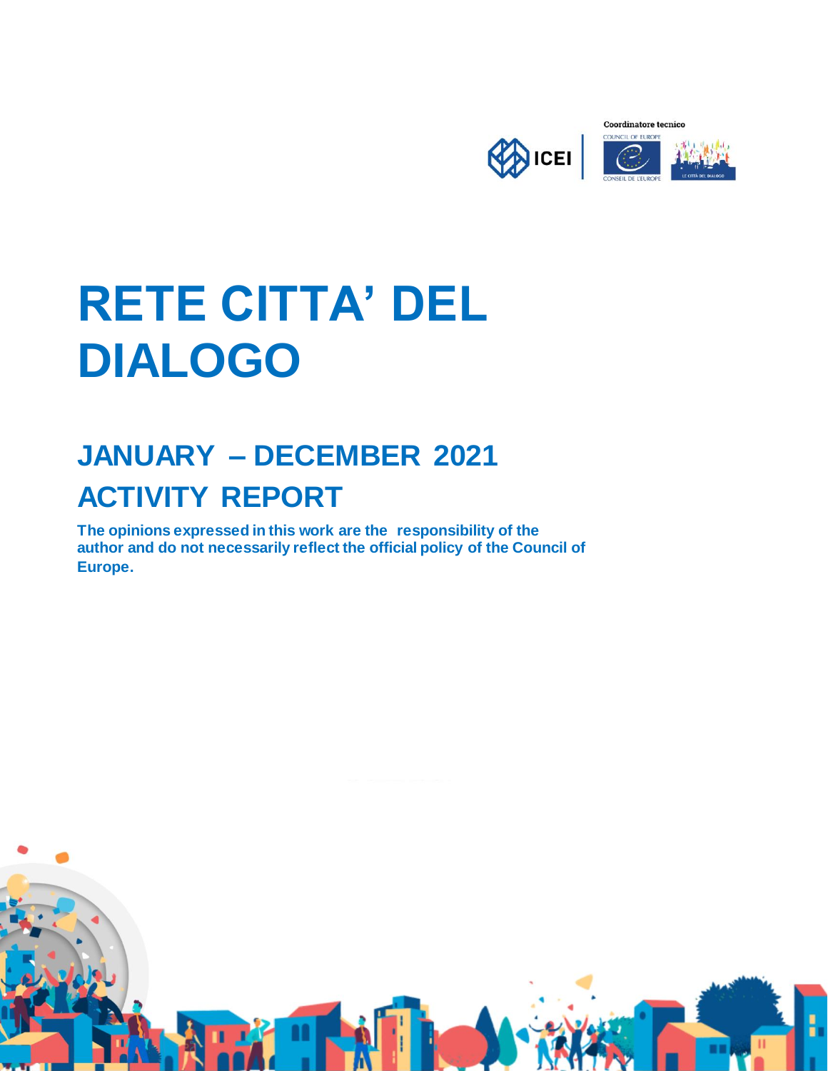Coordinatore tecnico

# RETE CITTA' DEL DIALOGO

## JANUARY – DECEMBER 2021

## ACTIVITY REPORT

**The opinions expressed in this work are the responsibility of the author and do not necessarily reflect the official policy of the Council of Europe.**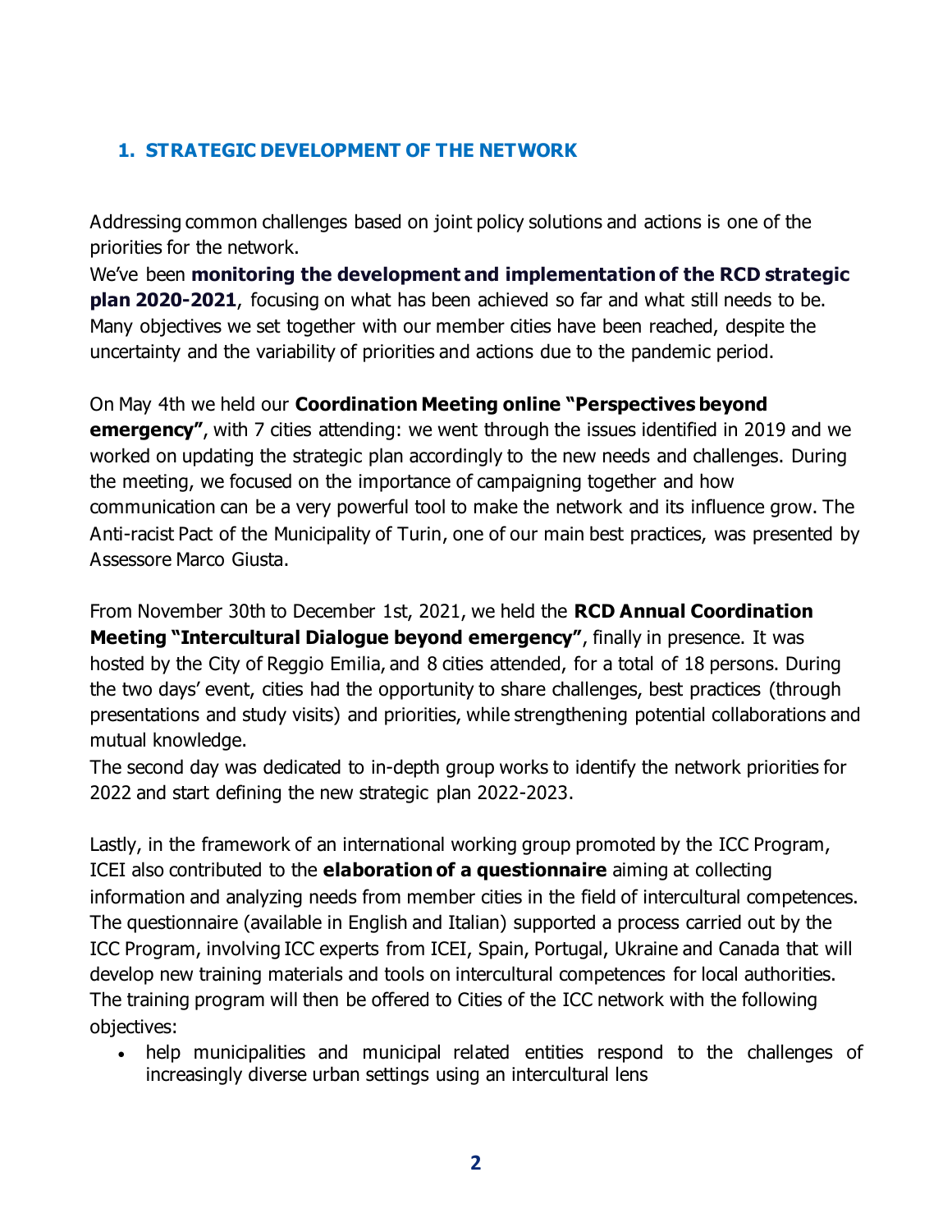## 1. STRATEGIC DEVELOPMENT OF THE NETWORK

Addressing common challenges based on joint policy solutions and actions is one of the priorities for the network.
We've been **monitoring the development and implementation of the RCD strategic plan 2020-2021**, focusing on what has been achieved so far and what still needs to be. Many objectives we set together with our member cities have been reached, despite the uncertainty and the variability of priorities and actions due to the pandemic period.

On May 4th we held our **Coordination Meeting online "Perspectives beyond emergency"**, with 7 cities attending: we went through the issues identified in 2019 and we worked on updating the strategic plan accordingly to the new needs and challenges. During the meeting, we focused on the importance of campaigning together and how communication can be a very powerful tool to make the network and its influence grow. The Anti-racist Pact of the Municipality of Turin, one of our main best practices, was presented by Assessore Marco Giusta.

From November 30th to December 1st, 2021, we held the **RCD Annual Coordination Meeting "Intercultural Dialogue beyond emergency"**, finally in presence. It was hosted by the City of Reggio Emilia, and 8 cities attended, for a total of 18 persons. During the two days' event, cities had the opportunity to share challenges, best practices (through presentations and study visits) and priorities, while strengthening potential collaborations and mutual knowledge.
The second day was dedicated to in-depth group works to identify the network priorities for 2022 and start defining the new strategic plan 2022-2023.

Lastly, in the framework of an international working group promoted by the ICC Program, ICEI also contributed to the **elaboration of a questionnaire** aiming at collecting information and analyzing needs from member cities in the field of intercultural competences. The questionnaire (available in English and Italian) supported a process carried out by the ICC Program, involving ICC experts from ICEI, Spain, Portugal, Ukraine and Canada that will develop new training materials and tools on intercultural competences for local authorities. The training program will then be offered to Cities of the ICC network with the following objectives:

- help municipalities and municipal related entities respond to the challenges of increasingly diverse urban settings using an intercultural lens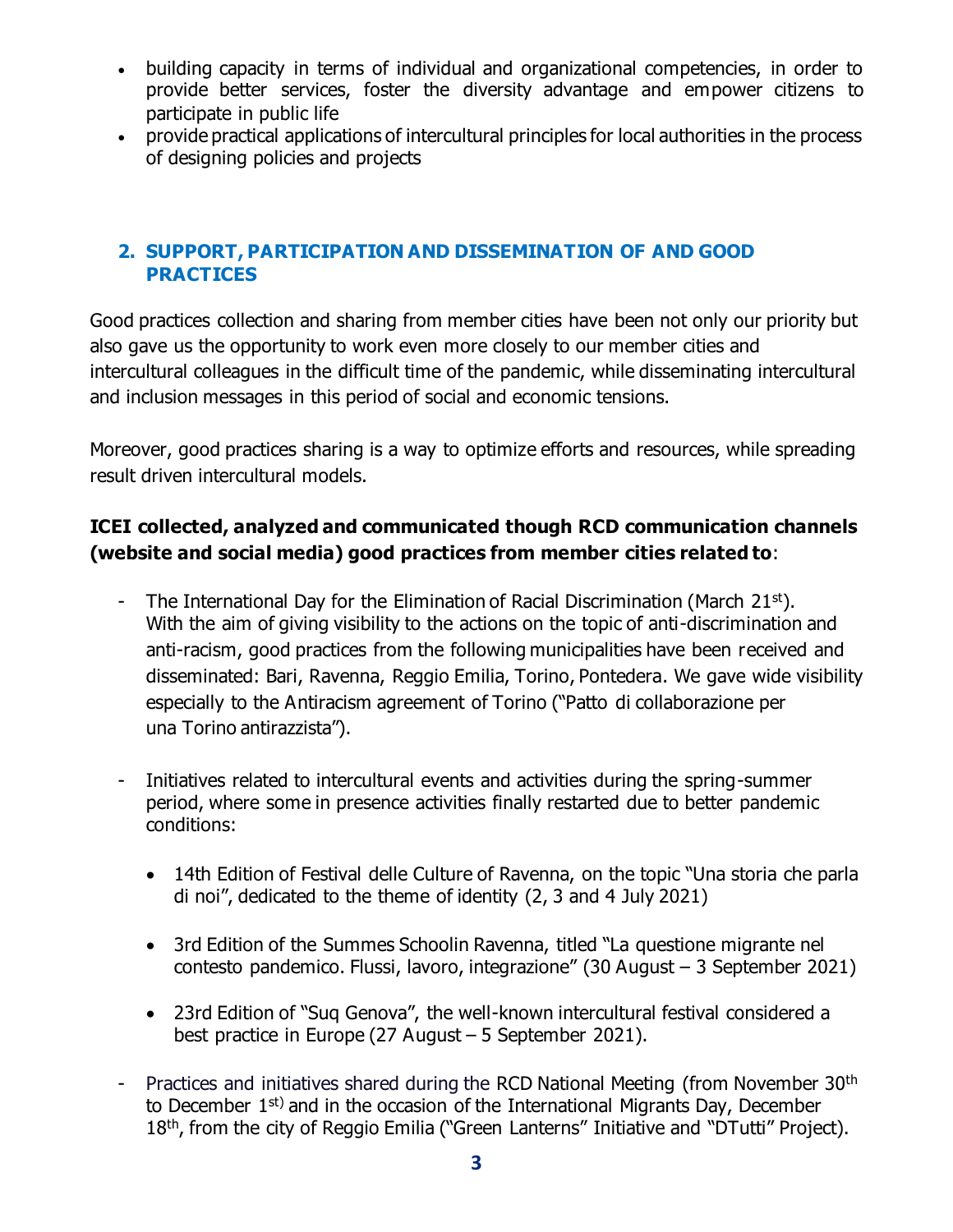- building capacity in terms of individual and organizational competencies, in order to provide better services, foster the diversity advantage and empower citizens to participate in public life
- provide practical applications of intercultural principles for local authorities in the process of designing policies and projects

## 2. SUPPORT, PARTICIPATION AND DISSEMINATION OF AND GOOD PRACTICES

Good practices collection and sharing from member cities have been not only our priority but also gave us the opportunity to work even more closely to our member cities and intercultural colleagues in the difficult time of the pandemic, while disseminating intercultural and inclusion messages in this period of social and economic tensions.

Moreover, good practices sharing is a way to optimize efforts and resources, while spreading result driven intercultural models.

**ICEI collected, analyzed and communicated though RCD communication channels (website and social media) good practices from member cities related to**:

- The International Day for the Elimination of Racial Discrimination (March 21st). With the aim of giving visibility to the actions on the topic of anti-discrimination and anti-racism, good practices from the following municipalities have been received and disseminated: Bari, Ravenna, Reggio Emilia, Torino, Pontedera. We gave wide visibility especially to the Antiracism agreement of Torino ("Patto di collaborazione per una Torino antirazzista").

- Initiatives related to intercultural events and activities during the spring-summer period, where some in presence activities finally restarted due to better pandemic conditions:

  - 14th Edition of Festival delle Culture of Ravenna, on the topic "Una storia che parla di noi", dedicated to the theme of identity (2, 3 and 4 July 2021)

  - 3rd Edition of the Summes Schoolin Ravenna, titled "La questione migrante nel contesto pandemico. Flussi, lavoro, integrazione" (30 August – 3 September 2021)

  - 23rd Edition of "Suq Genova", the well-known intercultural festival considered a best practice in Europe (27 August – 5 September 2021).

- Practices and initiatives shared during the RCD National Meeting (from November 30th to December 1st) and in the occasion of the International Migrants Day, December 18th, from the city of Reggio Emilia ("Green Lanterns" Initiative and "DTutti" Project).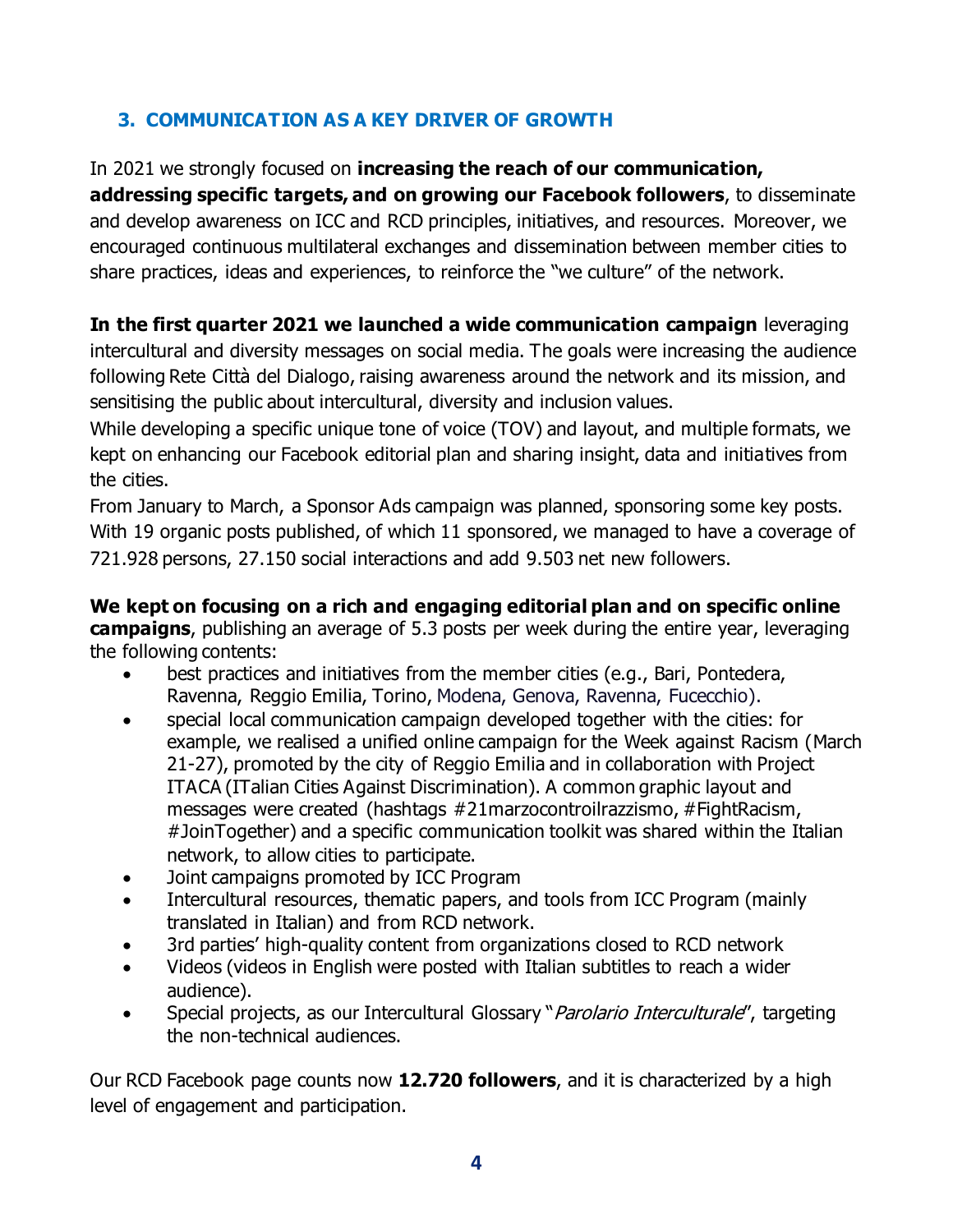## 3. COMMUNICATION AS A KEY DRIVER OF GROWTH

In 2021 we strongly focused on **increasing the reach of our communication, addressing specific targets, and on growing our Facebook followers**, to disseminate and develop awareness on ICC and RCD principles, initiatives, and resources. Moreover, we encouraged continuous multilateral exchanges and dissemination between member cities to share practices, ideas and experiences, to reinforce the "we culture" of the network.

**In the first quarter 2021 we launched a wide communication campaign** leveraging intercultural and diversity messages on social media. The goals were increasing the audience following Rete Città del Dialogo, raising awareness around the network and its mission, and sensitising the public about intercultural, diversity and inclusion values.
While developing a specific unique tone of voice (TOV) and layout, and multiple formats, we kept on enhancing our Facebook editorial plan and sharing insight, data and initiatives from the cities.
From January to March, a Sponsor Ads campaign was planned, sponsoring some key posts. With 19 organic posts published, of which 11 sponsored, we managed to have a coverage of 721.928 persons, 27.150 social interactions and add 9.503 net new followers.

**We kept on focusing on a rich and engaging editorial plan and on specific online campaigns**, publishing an average of 5.3 posts per week during the entire year, leveraging the following contents:

- best practices and initiatives from the member cities (e.g., Bari, Pontedera, Ravenna, Reggio Emilia, Torino, Modena, Genova, Ravenna, Fucecchio).
- special local communication campaign developed together with the cities: for example, we realised a unified online campaign for the Week against Racism (March 21-27), promoted by the city of Reggio Emilia and in collaboration with Project ITACA (ITalian Cities Against Discrimination). A common graphic layout and messages were created (hashtags #21marzocontroilrazzismo, #FightRacism, #JoinTogether) and a specific communication toolkit was shared within the Italian network, to allow cities to participate.
- Joint campaigns promoted by ICC Program
- Intercultural resources, thematic papers, and tools from ICC Program (mainly translated in Italian) and from RCD network.
- 3rd parties' high-quality content from organizations closed to RCD network
- Videos (videos in English were posted with Italian subtitles to reach a wider audience).
- Special projects, as our Intercultural Glossary "*Parolario Interculturale*", targeting the non-technical audiences.

Our RCD Facebook page counts now **12.720 followers**, and it is characterized by a high level of engagement and participation.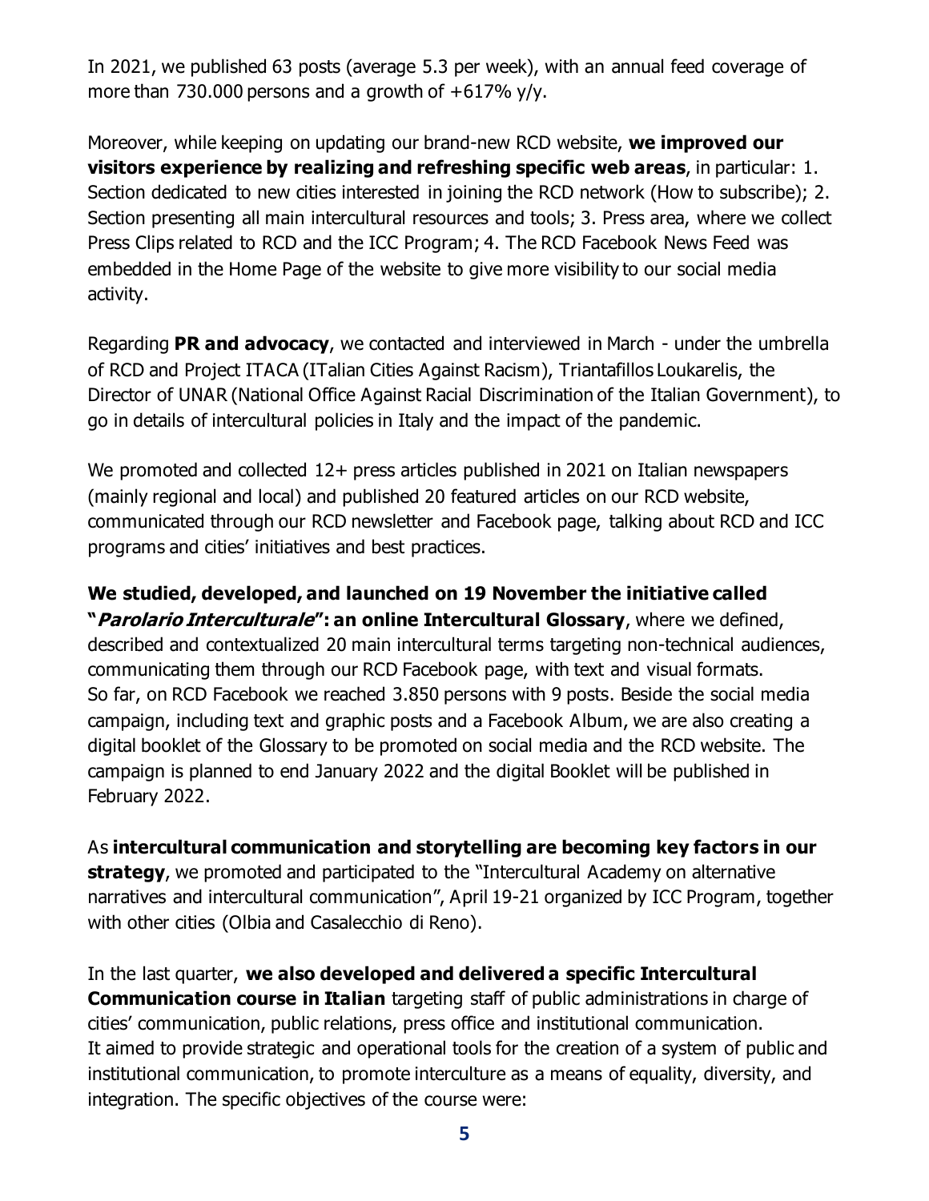In 2021, we published 63 posts (average 5.3 per week), with an annual feed coverage of more than 730.000 persons and a growth of +617% y/y.

Moreover, while keeping on updating our brand-new RCD website, **we improved our visitors experience by realizing and refreshing specific web areas**, in particular: 1. Section dedicated to new cities interested in joining the RCD network (How to subscribe); 2. Section presenting all main intercultural resources and tools; 3. Press area, where we collect Press Clips related to RCD and the ICC Program; 4. The RCD Facebook News Feed was embedded in the Home Page of the website to give more visibility to our social media activity.

Regarding **PR and advocacy**, we contacted and interviewed in March - under the umbrella of RCD and Project ITACA (ITalian Cities Against Racism), Triantafillos Loukarelis, the Director of UNAR (National Office Against Racial Discrimination of the Italian Government), to go in details of intercultural policies in Italy and the impact of the pandemic.

We promoted and collected 12+ press articles published in 2021 on Italian newspapers (mainly regional and local) and published 20 featured articles on our RCD website, communicated through our RCD newsletter and Facebook page, talking about RCD and ICC programs and cities' initiatives and best practices.

**We studied, developed, and launched on 19 November the initiative called "*Parolario Interculturale*": an online Intercultural Glossary**, where we defined, described and contextualized 20 main intercultural terms targeting non-technical audiences, communicating them through our RCD Facebook page, with text and visual formats. So far, on RCD Facebook we reached 3.850 persons with 9 posts. Beside the social media campaign, including text and graphic posts and a Facebook Album, we are also creating a digital booklet of the Glossary to be promoted on social media and the RCD website. The campaign is planned to end January 2022 and the digital Booklet will be published in February 2022.

As **intercultural communication and storytelling are becoming key factors in our strategy**, we promoted and participated to the "Intercultural Academy on alternative narratives and intercultural communication", April 19-21 organized by ICC Program, together with other cities (Olbia and Casalecchio di Reno).

In the last quarter, **we also developed and delivered a specific Intercultural Communication course in Italian** targeting staff of public administrations in charge of cities' communication, public relations, press office and institutional communication. It aimed to provide strategic and operational tools for the creation of a system of public and institutional communication, to promote interculture as a means of equality, diversity, and integration. The specific objectives of the course were: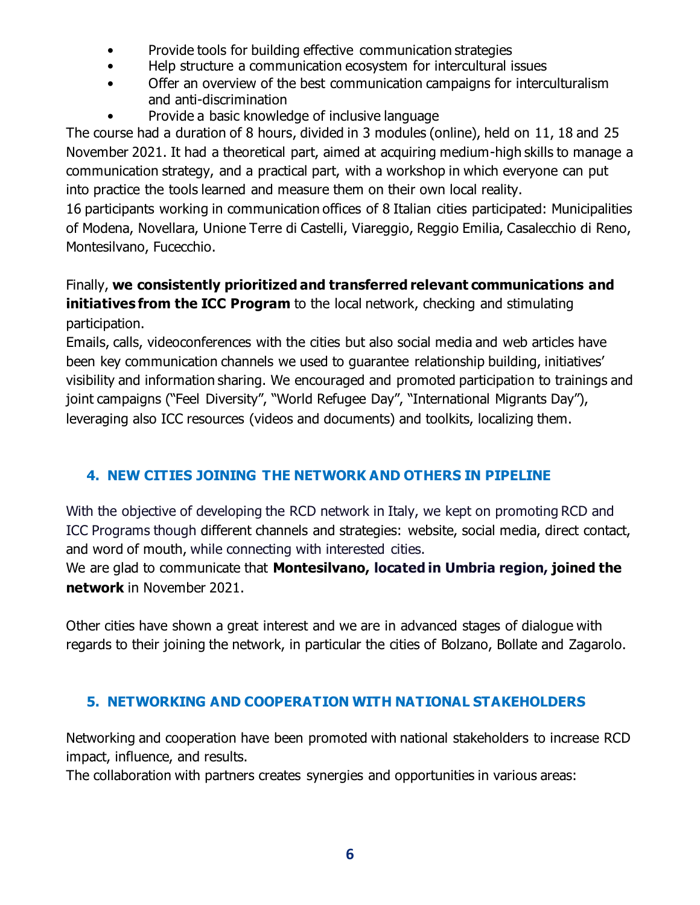- Provide tools for building effective communication strategies
- Help structure a communication ecosystem for intercultural issues
- Offer an overview of the best communication campaigns for interculturalism and anti-discrimination
- Provide a basic knowledge of inclusive language

The course had a duration of 8 hours, divided in 3 modules (online), held on 11, 18 and 25 November 2021. It had a theoretical part, aimed at acquiring medium-high skills to manage a communication strategy, and a practical part, with a workshop in which everyone can put into practice the tools learned and measure them on their own local reality.
16 participants working in communication offices of 8 Italian cities participated: Municipalities of Modena, Novellara, Unione Terre di Castelli, Viareggio, Reggio Emilia, Casalecchio di Reno, Montesilvano, Fucecchio.

Finally, **we consistently prioritized and transferred relevant communications and initiatives from the ICC Program** to the local network, checking and stimulating participation.
Emails, calls, videoconferences with the cities but also social media and web articles have been key communication channels we used to guarantee relationship building, initiatives' visibility and information sharing. We encouraged and promoted participation to trainings and joint campaigns ("Feel Diversity", "World Refugee Day", "International Migrants Day"), leveraging also ICC resources (videos and documents) and toolkits, localizing them.

## 4. NEW CITIES JOINING THE NETWORK AND OTHERS IN PIPELINE

With the objective of developing the RCD network in Italy, we kept on promoting RCD and ICC Programs though different channels and strategies: website, social media, direct contact, and word of mouth, while connecting with interested cities.
We are glad to communicate that **Montesilvano, located in Umbria region, joined the network** in November 2021.

Other cities have shown a great interest and we are in advanced stages of dialogue with regards to their joining the network, in particular the cities of Bolzano, Bollate and Zagarolo.

## 5. NETWORKING AND COOPERATION WITH NATIONAL STAKEHOLDERS

Networking and cooperation have been promoted with national stakeholders to increase RCD impact, influence, and results.
The collaboration with partners creates synergies and opportunities in various areas: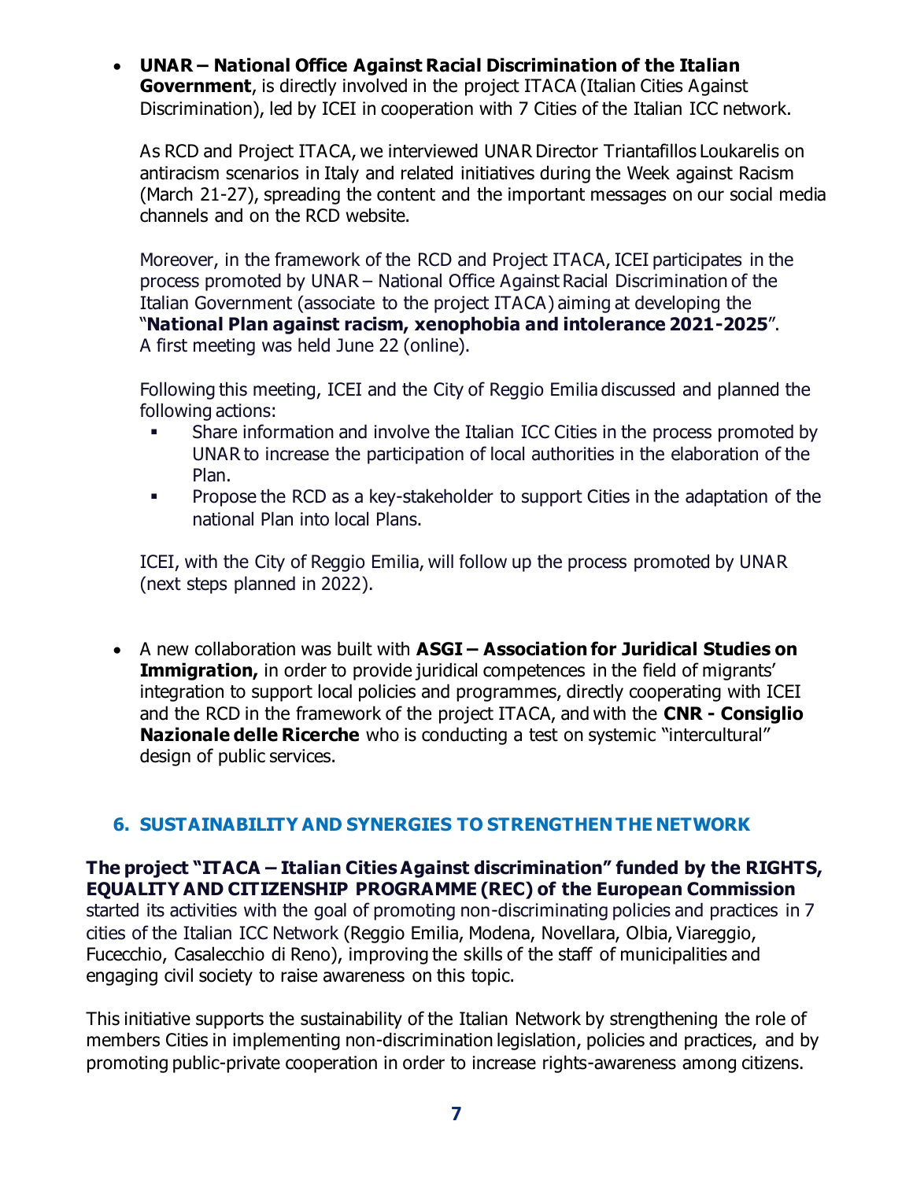- **UNAR – National Office Against Racial Discrimination of the Italian Government**, is directly involved in the project ITACA (Italian Cities Against Discrimination), led by ICEI in cooperation with 7 Cities of the Italian ICC network.

  As RCD and Project ITACA, we interviewed UNAR Director Triantafillos Loukarelis on antiracism scenarios in Italy and related initiatives during the Week against Racism (March 21-27), spreading the content and the important messages on our social media channels and on the RCD website.

  Moreover, in the framework of the RCD and Project ITACA, ICEI participates in the process promoted by UNAR – National Office Against Racial Discrimination of the Italian Government (associate to the project ITACA) aiming at developing the "**National Plan against racism, xenophobia and intolerance 2021-2025**".
  A first meeting was held June 22 (online).

  Following this meeting, ICEI and the City of Reggio Emilia discussed and planned the following actions:
  - Share information and involve the Italian ICC Cities in the process promoted by UNAR to increase the participation of local authorities in the elaboration of the Plan.
  - Propose the RCD as a key-stakeholder to support Cities in the adaptation of the national Plan into local Plans.

  ICEI, with the City of Reggio Emilia, will follow up the process promoted by UNAR (next steps planned in 2022).

- A new collaboration was built with **ASGI – Association for Juridical Studies on Immigration,** in order to provide juridical competences in the field of migrants' integration to support local policies and programmes, directly cooperating with ICEI and the RCD in the framework of the project ITACA, and with the **CNR - Consiglio Nazionale delle Ricerche** who is conducting a test on systemic "intercultural" design of public services.

## 6. SUSTAINABILITY AND SYNERGIES TO STRENGTHEN THE NETWORK

**The project "ITACA – Italian Cities Against discrimination" funded by the RIGHTS, EQUALITY AND CITIZENSHIP PROGRAMME (REC) of the European Commission** started its activities with the goal of promoting non-discriminating policies and practices in 7 cities of the Italian ICC Network (Reggio Emilia, Modena, Novellara, Olbia, Viareggio, Fucecchio, Casalecchio di Reno), improving the skills of the staff of municipalities and engaging civil society to raise awareness on this topic.

This initiative supports the sustainability of the Italian Network by strengthening the role of members Cities in implementing non-discrimination legislation, policies and practices, and by promoting public-private cooperation in order to increase rights-awareness among citizens.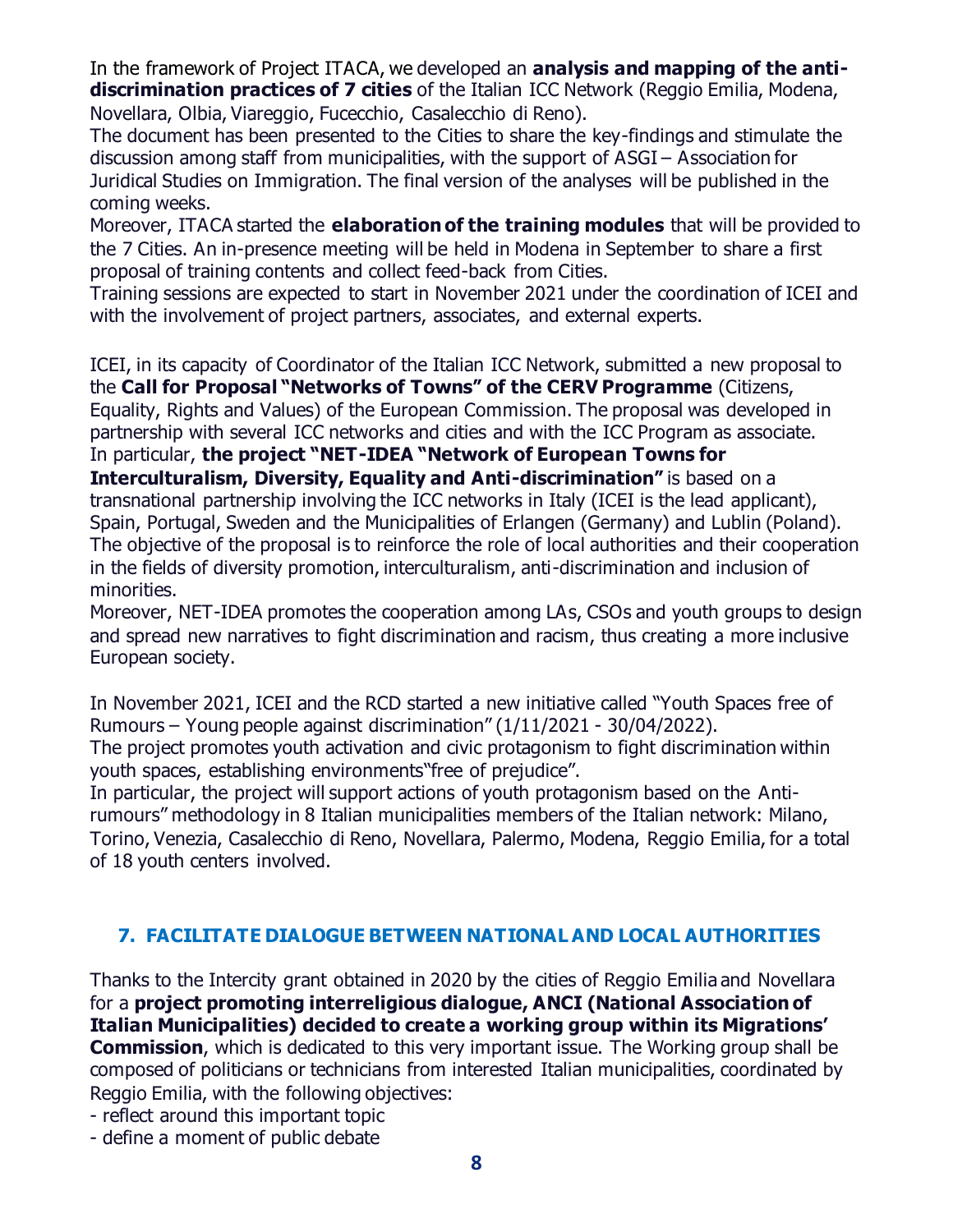In the framework of Project ITACA, we developed an **analysis and mapping of the anti-discrimination practices of 7 cities** of the Italian ICC Network (Reggio Emilia, Modena, Novellara, Olbia, Viareggio, Fucecchio, Casalecchio di Reno).
The document has been presented to the Cities to share the key-findings and stimulate the discussion among staff from municipalities, with the support of ASGI – Association for Juridical Studies on Immigration. The final version of the analyses will be published in the coming weeks.
Moreover, ITACA started the **elaboration of the training modules** that will be provided to the 7 Cities. An in-presence meeting will be held in Modena in September to share a first proposal of training contents and collect feed-back from Cities.
Training sessions are expected to start in November 2021 under the coordination of ICEI and with the involvement of project partners, associates, and external experts.

ICEI, in its capacity of Coordinator of the Italian ICC Network, submitted a new proposal to the **Call for Proposal "Networks of Towns" of the CERV Programme** (Citizens, Equality, Rights and Values) of the European Commission. The proposal was developed in partnership with several ICC networks and cities and with the ICC Program as associate.
In particular, **the project "NET-IDEA "Network of European Towns for Interculturalism, Diversity, Equality and Anti-discrimination"** is based on a transnational partnership involving the ICC networks in Italy (ICEI is the lead applicant), Spain, Portugal, Sweden and the Municipalities of Erlangen (Germany) and Lublin (Poland).
The objective of the proposal is to reinforce the role of local authorities and their cooperation in the fields of diversity promotion, interculturalism, anti-discrimination and inclusion of minorities.
Moreover, NET-IDEA promotes the cooperation among LAs, CSOs and youth groups to design and spread new narratives to fight discrimination and racism, thus creating a more inclusive European society.

In November 2021, ICEI and the RCD started a new initiative called "Youth Spaces free of Rumours – Young people against discrimination" (1/11/2021 - 30/04/2022).
The project promotes youth activation and civic protagonism to fight discrimination within youth spaces, establishing environments"free of prejudice".
In particular, the project will support actions of youth protagonism based on the Anti-rumours" methodology in 8 Italian municipalities members of the Italian network: Milano, Torino, Venezia, Casalecchio di Reno, Novellara, Palermo, Modena, Reggio Emilia, for a total of 18 youth centers involved.

## 7. FACILITATE DIALOGUE BETWEEN NATIONAL AND LOCAL AUTHORITIES

Thanks to the Intercity grant obtained in 2020 by the cities of Reggio Emilia and Novellara for a **project promoting interreligious dialogue, ANCI (National Association of Italian Municipalities) decided to create a working group within its Migrations' Commission**, which is dedicated to this very important issue. The Working group shall be composed of politicians or technicians from interested Italian municipalities, coordinated by Reggio Emilia, with the following objectives:

- reflect around this important topic
- define a moment of public debate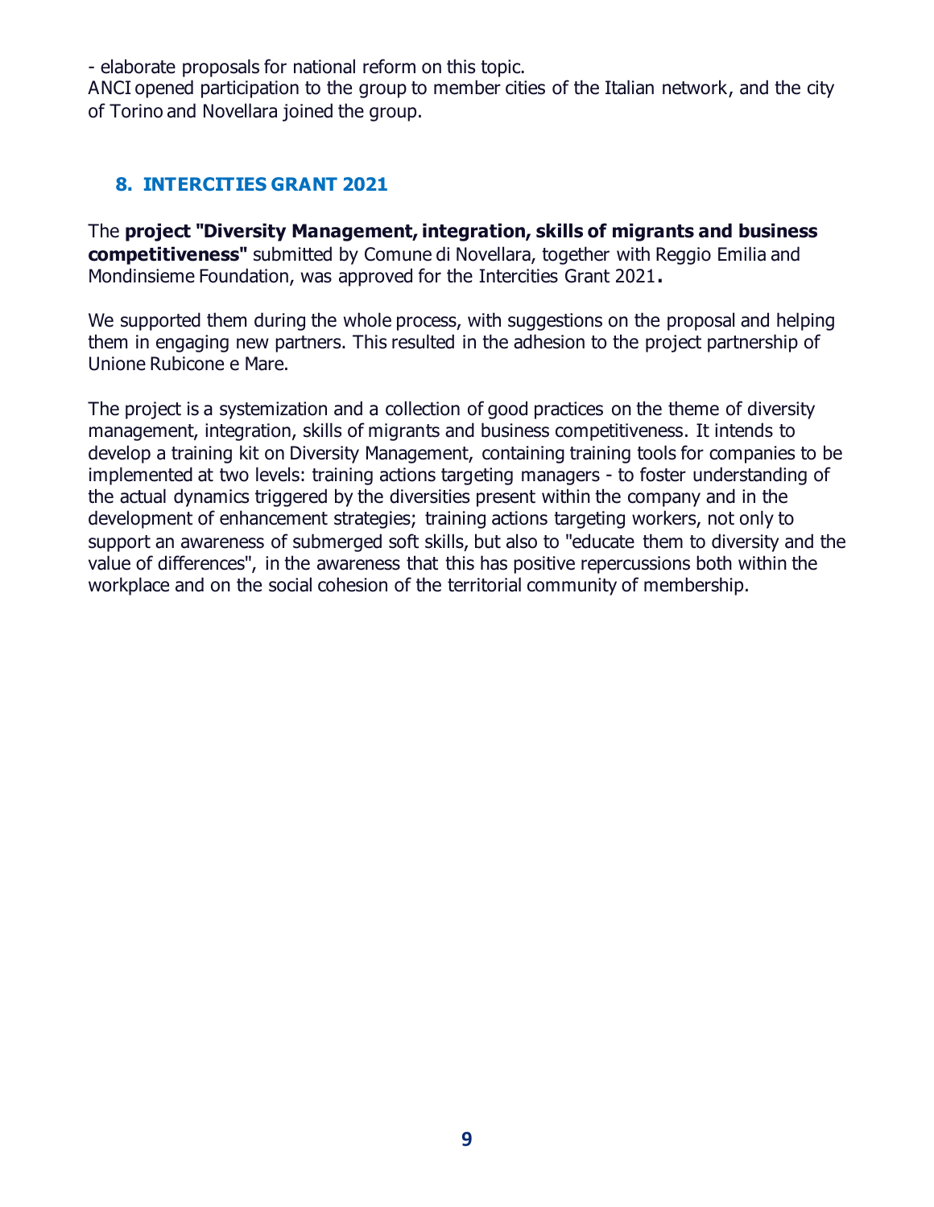- elaborate proposals for national reform on this topic.
ANCI opened participation to the group to member cities of the Italian network, and the city of Torino and Novellara joined the group.

## 8. INTERCITIES GRANT 2021

The **project "Diversity Management, integration, skills of migrants and business competitiveness"** submitted by Comune di Novellara, together with Reggio Emilia and Mondinsieme Foundation, was approved for the Intercities Grant 2021**.**

We supported them during the whole process, with suggestions on the proposal and helping them in engaging new partners. This resulted in the adhesion to the project partnership of Unione Rubicone e Mare.

The project is a systemization and a collection of good practices on the theme of diversity management, integration, skills of migrants and business competitiveness. It intends to develop a training kit on Diversity Management, containing training tools for companies to be implemented at two levels: training actions targeting managers - to foster understanding of the actual dynamics triggered by the diversities present within the company and in the development of enhancement strategies; training actions targeting workers, not only to support an awareness of submerged soft skills, but also to "educate them to diversity and the value of differences", in the awareness that this has positive repercussions both within the workplace and on the social cohesion of the territorial community of membership.